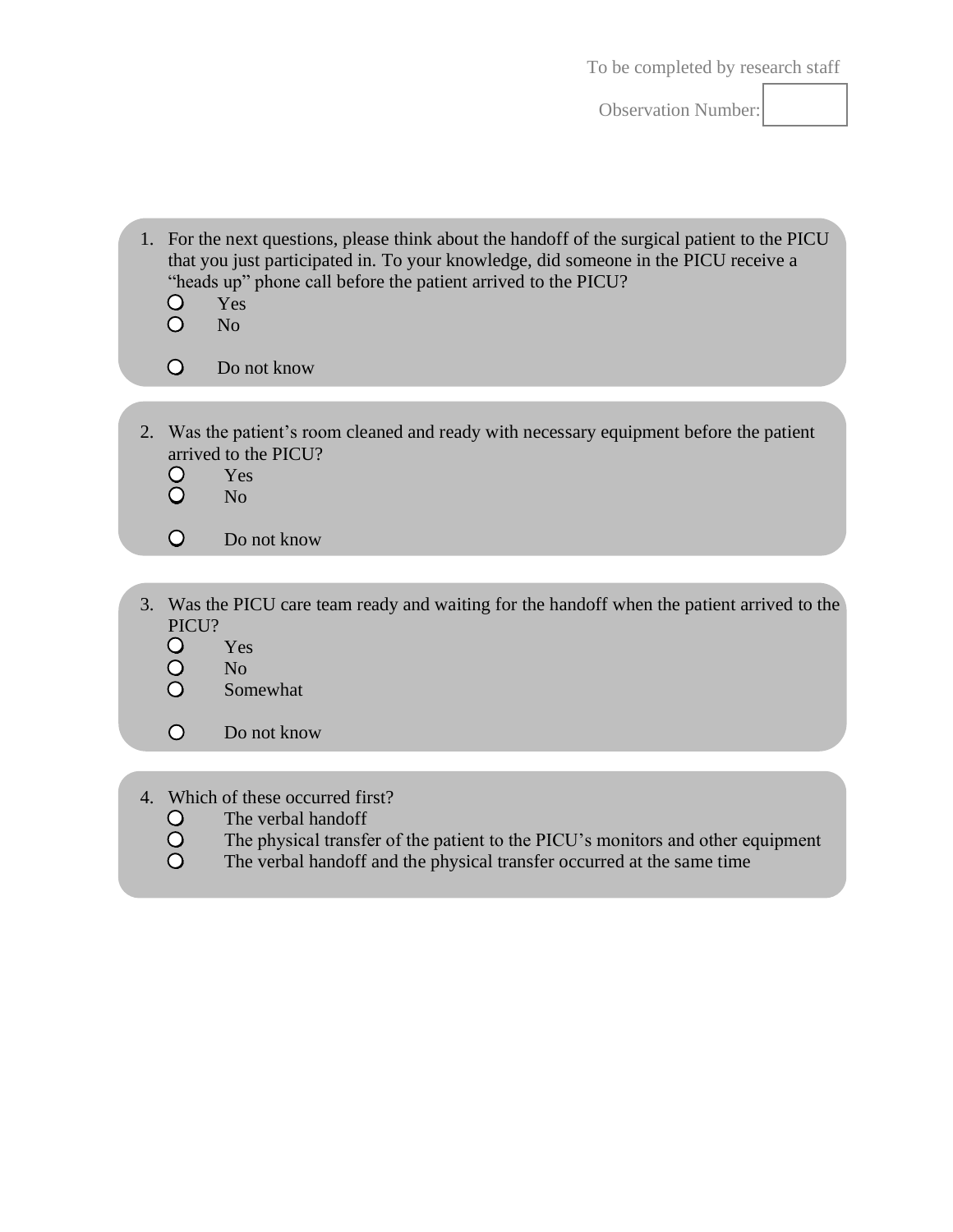To be completed by research staff

Observation Number: 

1. For the next questions, please think about the handoff of the surgical patient to the PICU that you just participated in. To your knowledge, did someone in the PICU receive a "heads up" phone call before the patient arrived to the PICU?
   - ○ Yes
   - ○ No
   - ○ Do not know

2. Was the patient's room cleaned and ready with necessary equipment before the patient arrived to the PICU?
   - ○ Yes
   - ○ No
   - ○ Do not know

3. Was the PICU care team ready and waiting for the handoff when the patient arrived to the PICU?
   - ○ Yes
   - ○ No
   - ○ Somewhat
   - ○ Do not know

4. Which of these occurred first?
   - ○ The verbal handoff
   - ○ The physical transfer of the patient to the PICU's monitors and other equipment
   - ○ The verbal handoff and the physical transfer occurred at the same time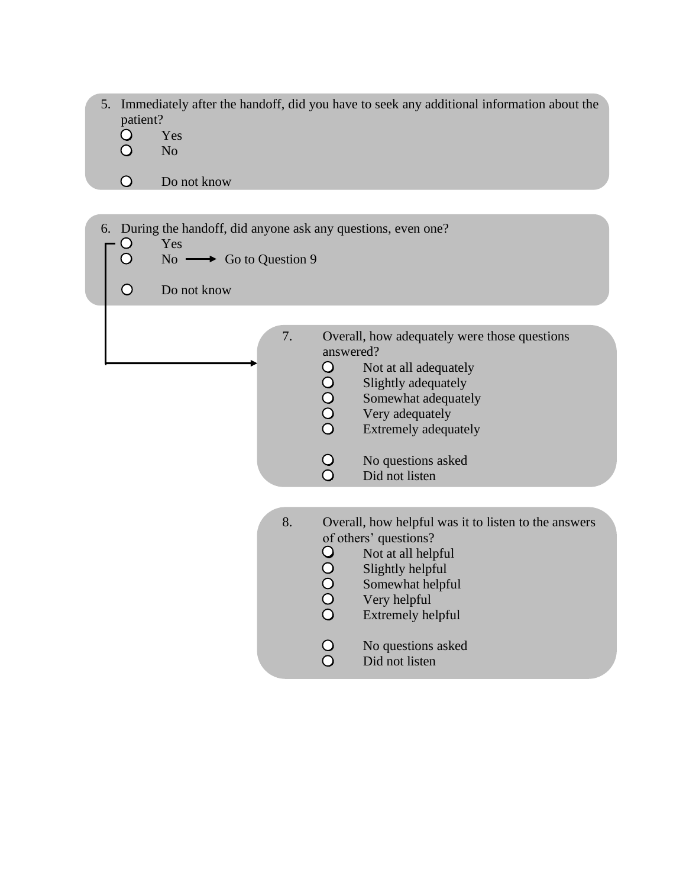5. Immediately after the handoff, did you have to seek any additional information about the patient?
   - ○ Yes
   - ○ No
   - ○ Do not know

6. During the handoff, did anyone ask any questions, even one?
   - ○ Yes
   - ○ No → Go to Question 9
   - ○ Do not know

7. Overall, how adequately were those questions answered?
   - ○ Not at all adequately
   - ○ Slightly adequately
   - ○ Somewhat adequately
   - ○ Very adequately
   - ○ Extremely adequately
   - ○ No questions asked
   - ○ Did not listen

8. Overall, how helpful was it to listen to the answers of others' questions?
   - ○ Not at all helpful
   - ○ Slightly helpful
   - ○ Somewhat helpful
   - ○ Very helpful
   - ○ Extremely helpful
   - ○ No questions asked
   - ○ Did not listen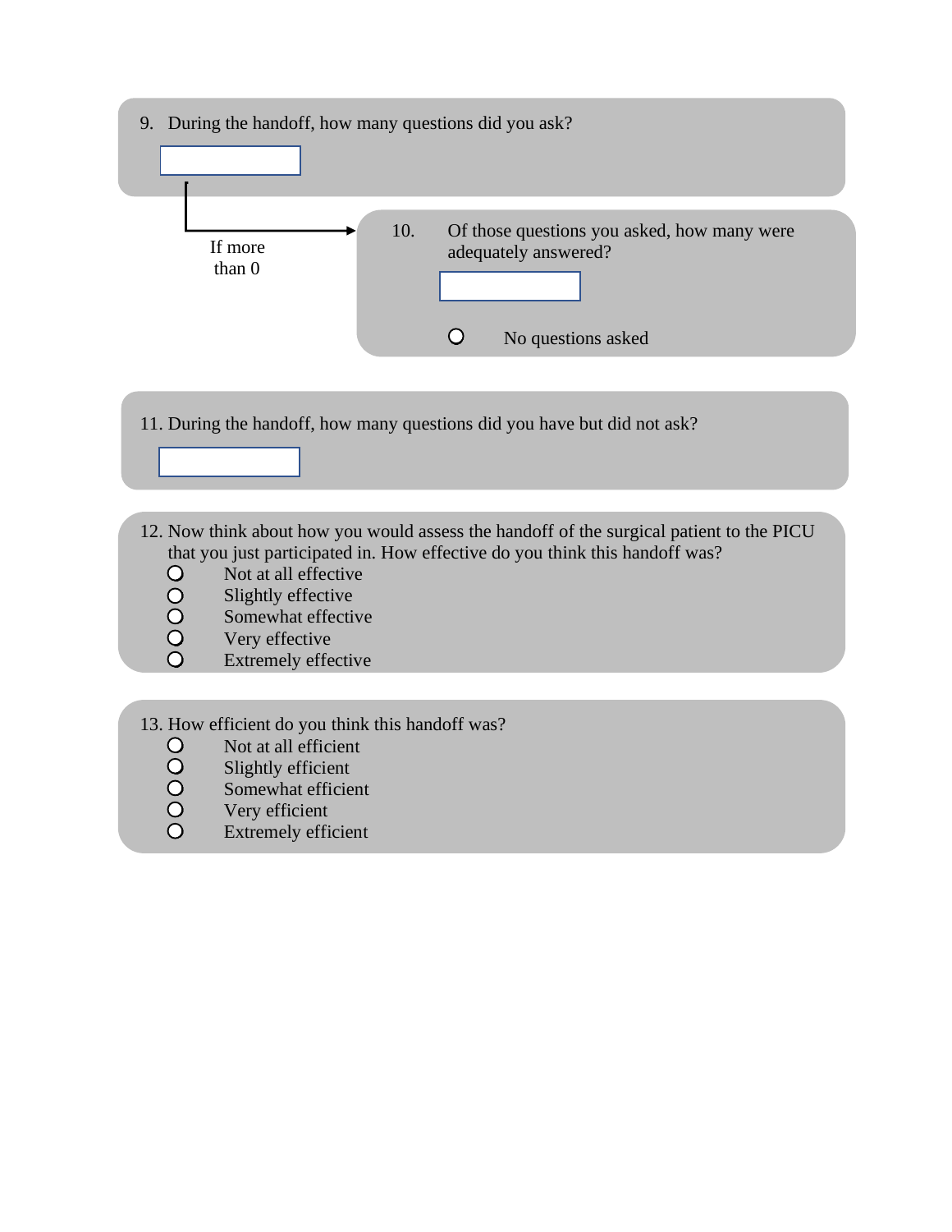9. During the handoff, how many questions did you ask?

   [ ]

   *If more than 0* →

10. Of those questions you asked, how many were adequately answered?

    [ ]

    ○ No questions asked

11. During the handoff, how many questions did you have but did not ask?

    [ ]

12. Now think about how you would assess the handoff of the surgical patient to the PICU that you just participated in. How effective do you think this handoff was?
    - ○ Not at all effective
    - ○ Slightly effective
    - ○ Somewhat effective
    - ○ Very effective
    - ○ Extremely effective

13. How efficient do you think this handoff was?
    - ○ Not at all efficient
    - ○ Slightly efficient
    - ○ Somewhat efficient
    - ○ Very efficient
    - ○ Extremely efficient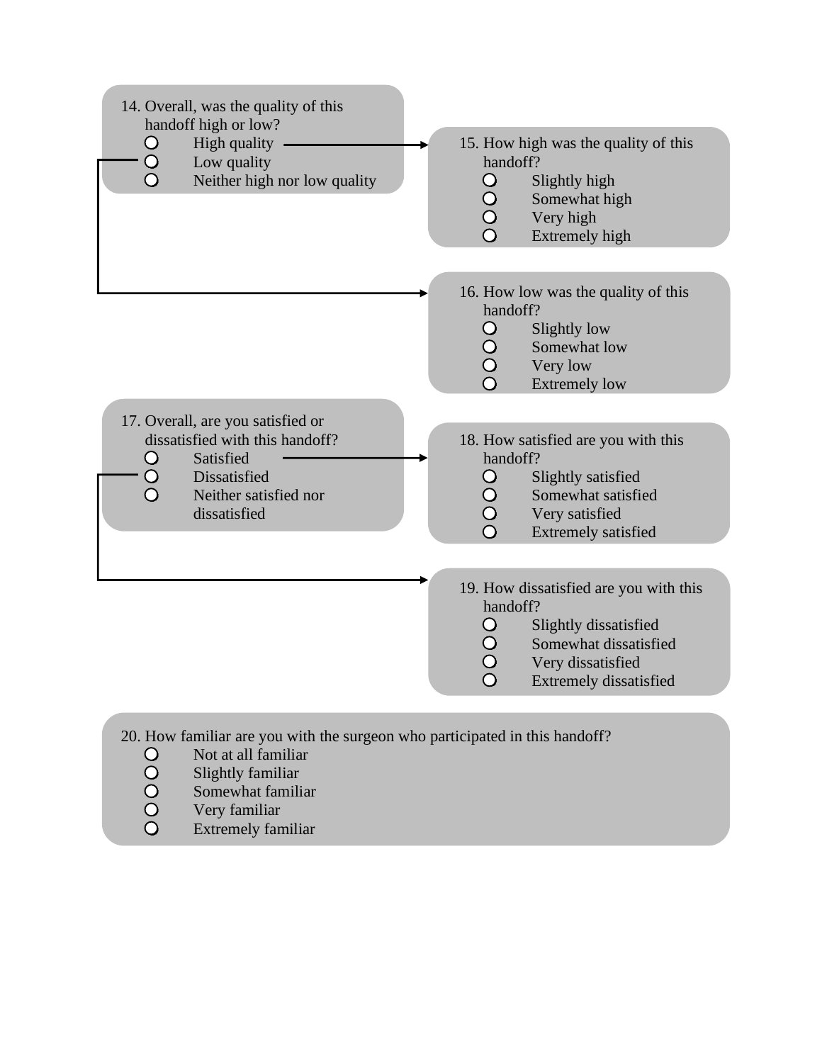14. Overall, was the quality of this handoff high or low?
   - ○ High quality → (go to 15)
   - ○ Low quality → (go to 16)
   - ○ Neither high nor low quality

15. How high was the quality of this handoff?
   - ○ Slightly high
   - ○ Somewhat high
   - ○ Very high
   - ○ Extremely high

16. How low was the quality of this handoff?
   - ○ Slightly low
   - ○ Somewhat low
   - ○ Very low
   - ○ Extremely low

17. Overall, are you satisfied or dissatisfied with this handoff?
   - ○ Satisfied → (go to 18)
   - ○ Dissatisfied → (go to 19)
   - ○ Neither satisfied nor dissatisfied

18. How satisfied are you with this handoff?
   - ○ Slightly satisfied
   - ○ Somewhat satisfied
   - ○ Very satisfied
   - ○ Extremely satisfied

19. How dissatisfied are you with this handoff?
   - ○ Slightly dissatisfied
   - ○ Somewhat dissatisfied
   - ○ Very dissatisfied
   - ○ Extremely dissatisfied

20. How familiar are you with the surgeon who participated in this handoff?
   - ○ Not at all familiar
   - ○ Slightly familiar
   - ○ Somewhat familiar
   - ○ Very familiar
   - ○ Extremely familiar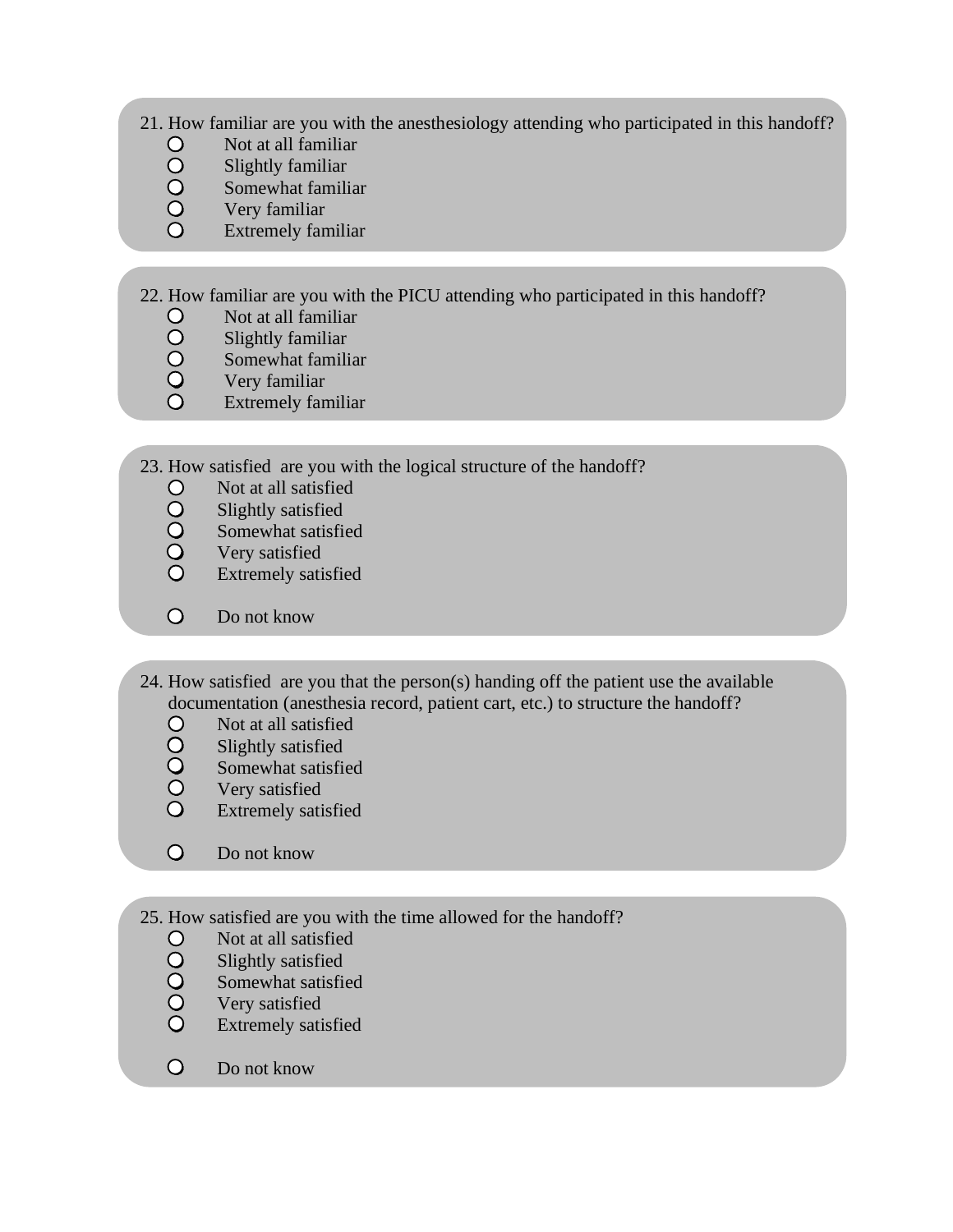21. How familiar are you with the anesthesiology attending who participated in this handoff?
    - ○ Not at all familiar
    - ○ Slightly familiar
    - ○ Somewhat familiar
    - ○ Very familiar
    - ○ Extremely familiar

22. How familiar are you with the PICU attending who participated in this handoff?
    - ○ Not at all familiar
    - ○ Slightly familiar
    - ○ Somewhat familiar
    - ○ Very familiar
    - ○ Extremely familiar

23. How satisfied are you with the logical structure of the handoff?
    - ○ Not at all satisfied
    - ○ Slightly satisfied
    - ○ Somewhat satisfied
    - ○ Very satisfied
    - ○ Extremely satisfied

    - ○ Do not know

24. How satisfied are you that the person(s) handing off the patient use the available documentation (anesthesia record, patient cart, etc.) to structure the handoff?
    - ○ Not at all satisfied
    - ○ Slightly satisfied
    - ○ Somewhat satisfied
    - ○ Very satisfied
    - ○ Extremely satisfied

    - ○ Do not know

25. How satisfied are you with the time allowed for the handoff?
    - ○ Not at all satisfied
    - ○ Slightly satisfied
    - ○ Somewhat satisfied
    - ○ Very satisfied
    - ○ Extremely satisfied

    - ○ Do not know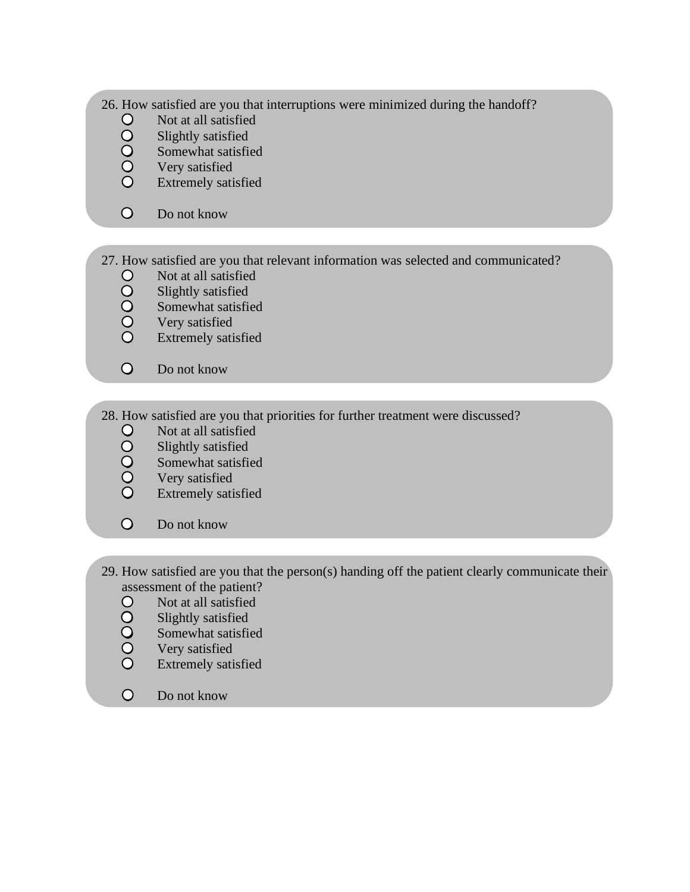26. How satisfied are you that interruptions were minimized during the handoff?
    - ○ Not at all satisfied
    - ○ Slightly satisfied
    - ○ Somewhat satisfied
    - ○ Very satisfied
    - ○ Extremely satisfied

    - ○ Do not know

27. How satisfied are you that relevant information was selected and communicated?
    - ○ Not at all satisfied
    - ○ Slightly satisfied
    - ○ Somewhat satisfied
    - ○ Very satisfied
    - ○ Extremely satisfied

    - ○ Do not know

28. How satisfied are you that priorities for further treatment were discussed?
    - ○ Not at all satisfied
    - ○ Slightly satisfied
    - ○ Somewhat satisfied
    - ○ Very satisfied
    - ○ Extremely satisfied

    - ○ Do not know

29. How satisfied are you that the person(s) handing off the patient clearly communicate their assessment of the patient?
    - ○ Not at all satisfied
    - ○ Slightly satisfied
    - ○ Somewhat satisfied
    - ○ Very satisfied
    - ○ Extremely satisfied

    - ○ Do not know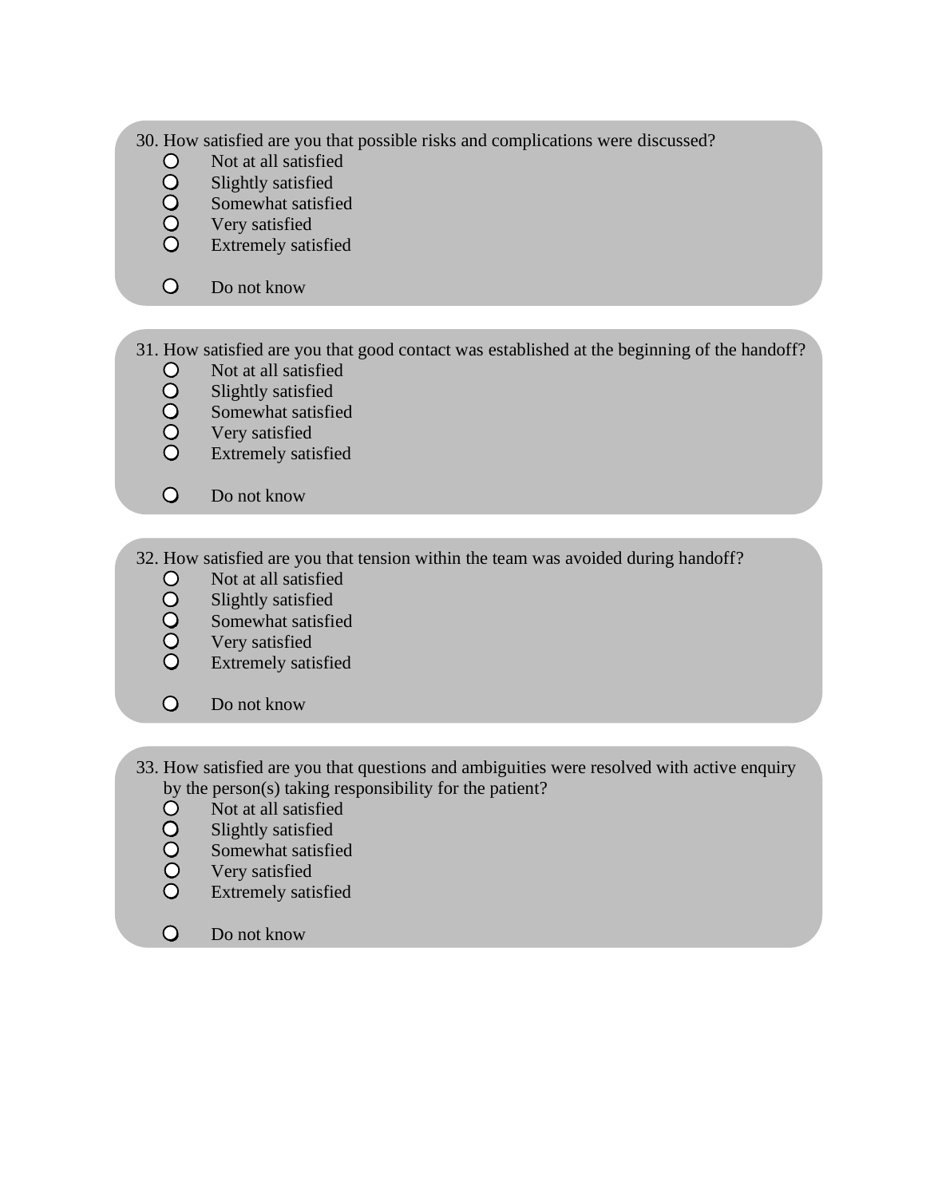30. How satisfied are you that possible risks and complications were discussed?

- ○ Not at all satisfied
- ○ Slightly satisfied
- ○ Somewhat satisfied
- ○ Very satisfied
- ○ Extremely satisfied

- ○ Do not know

31. How satisfied are you that good contact was established at the beginning of the handoff?

- ○ Not at all satisfied
- ○ Slightly satisfied
- ○ Somewhat satisfied
- ○ Very satisfied
- ○ Extremely satisfied

- ○ Do not know

32. How satisfied are you that tension within the team was avoided during handoff?

- ○ Not at all satisfied
- ○ Slightly satisfied
- ○ Somewhat satisfied
- ○ Very satisfied
- ○ Extremely satisfied

- ○ Do not know

33. How satisfied are you that questions and ambiguities were resolved with active enquiry by the person(s) taking responsibility for the patient?

- ○ Not at all satisfied
- ○ Slightly satisfied
- ○ Somewhat satisfied
- ○ Very satisfied
- ○ Extremely satisfied

- ○ Do not know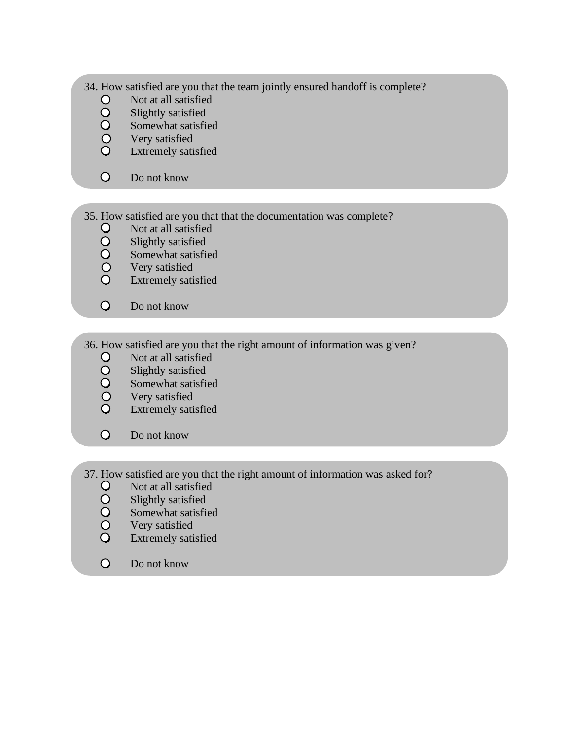34. How satisfied are you that the team jointly ensured handoff is complete?

- ○ Not at all satisfied
- ○ Slightly satisfied
- ○ Somewhat satisfied
- ○ Very satisfied
- ○ Extremely satisfied

- ○ Do not know

35. How satisfied are you that that the documentation was complete?

- ○ Not at all satisfied
- ○ Slightly satisfied
- ○ Somewhat satisfied
- ○ Very satisfied
- ○ Extremely satisfied

- ○ Do not know

36. How satisfied are you that the right amount of information was given?

- ○ Not at all satisfied
- ○ Slightly satisfied
- ○ Somewhat satisfied
- ○ Very satisfied
- ○ Extremely satisfied

- ○ Do not know

37. How satisfied are you that the right amount of information was asked for?

- ○ Not at all satisfied
- ○ Slightly satisfied
- ○ Somewhat satisfied
- ○ Very satisfied
- ○ Extremely satisfied

- ○ Do not know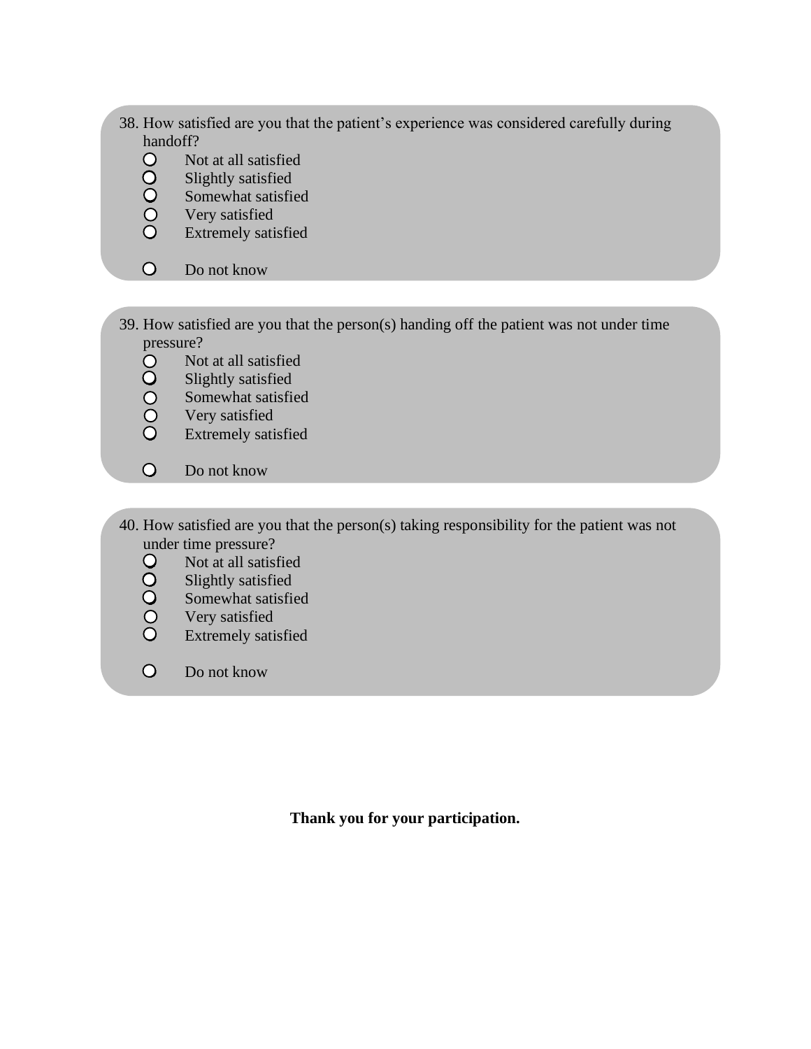38. How satisfied are you that the patient's experience was considered carefully during handoff?
    - ○ Not at all satisfied
    - ○ Slightly satisfied
    - ○ Somewhat satisfied
    - ○ Very satisfied
    - ○ Extremely satisfied
    
    - ○ Do not know

39. How satisfied are you that the person(s) handing off the patient was not under time pressure?
    - ○ Not at all satisfied
    - ○ Slightly satisfied
    - ○ Somewhat satisfied
    - ○ Very satisfied
    - ○ Extremely satisfied
    
    - ○ Do not know

40. How satisfied are you that the person(s) taking responsibility for the patient was not under time pressure?
    - ○ Not at all satisfied
    - ○ Slightly satisfied
    - ○ Somewhat satisfied
    - ○ Very satisfied
    - ○ Extremely satisfied
    
    - ○ Do not know

**Thank you for your participation.**